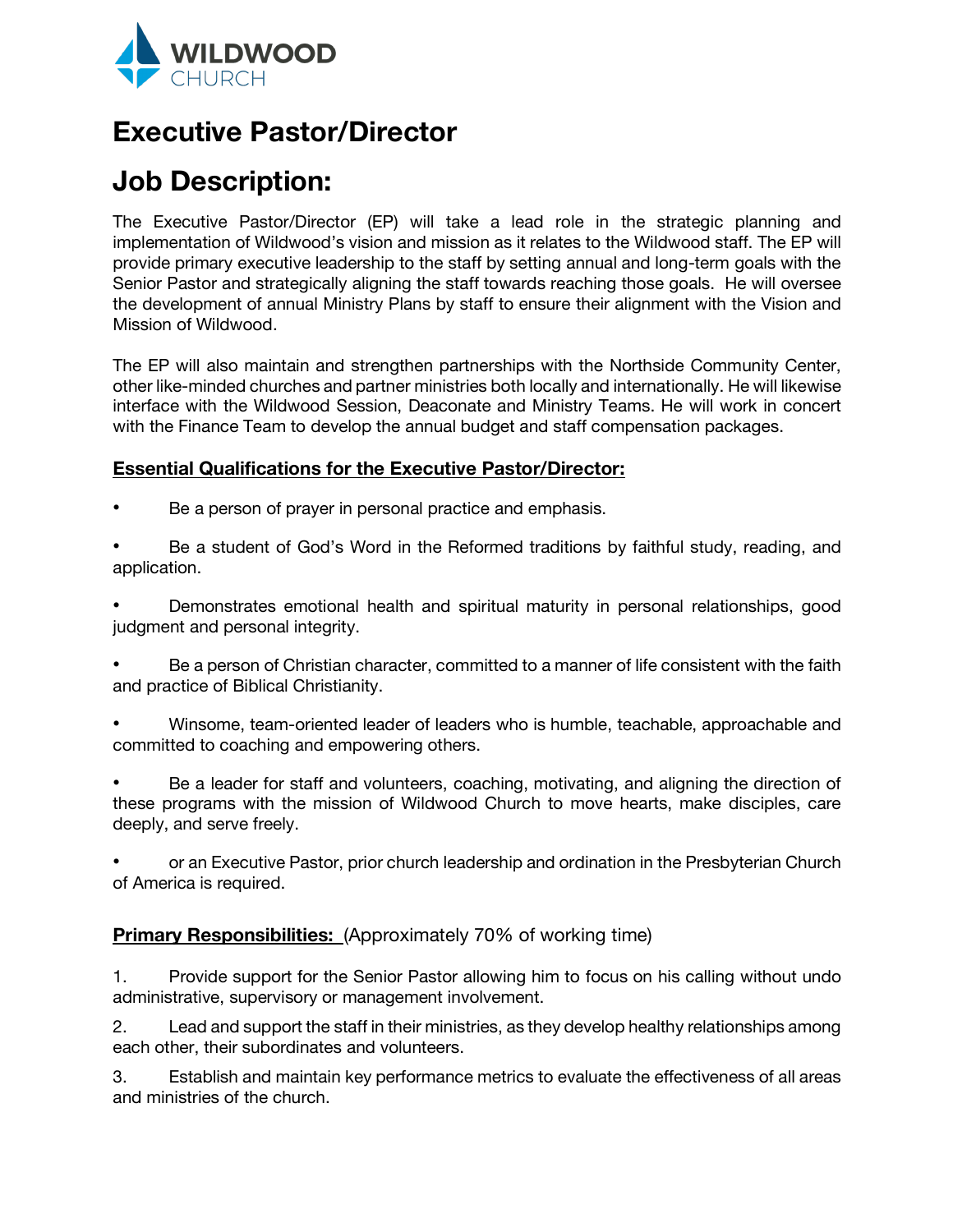WILDWOOD CHURCH

# Executive Pastor/Director

# Job Description:

The Executive Pastor/Director (EP) will take a lead role in the strategic planning and implementation of Wildwood's vision and mission as it relates to the Wildwood staff. The EP will provide primary executive leadership to the staff by setting annual and long-term goals with the Senior Pastor and strategically aligning the staff towards reaching those goals. He will oversee the development of annual Ministry Plans by staff to ensure their alignment with the Vision and Mission of Wildwood.

The EP will also maintain and strengthen partnerships with the Northside Community Center, other like-minded churches and partner ministries both locally and internationally. He will likewise interface with the Wildwood Session, Deaconate and Ministry Teams. He will work in concert with the Finance Team to develop the annual budget and staff compensation packages.

**Essential Qualifications for the Executive Pastor/Director:**

- Be a person of prayer in personal practice and emphasis.
- Be a student of God's Word in the Reformed traditions by faithful study, reading, and application.
- Demonstrates emotional health and spiritual maturity in personal relationships, good judgment and personal integrity.
- Be a person of Christian character, committed to a manner of life consistent with the faith and practice of Biblical Christianity.
- Winsome, team-oriented leader of leaders who is humble, teachable, approachable and committed to coaching and empowering others.
- Be a leader for staff and volunteers, coaching, motivating, and aligning the direction of these programs with the mission of Wildwood Church to move hearts, make disciples, care deeply, and serve freely.
- or an Executive Pastor, prior church leadership and ordination in the Presbyterian Church of America is required.

**Primary Responsibilities:** (Approximately 70% of working time)

1. Provide support for the Senior Pastor allowing him to focus on his calling without undo administrative, supervisory or management involvement.
2. Lead and support the staff in their ministries, as they develop healthy relationships among each other, their subordinates and volunteers.
3. Establish and maintain key performance metrics to evaluate the effectiveness of all areas and ministries of the church.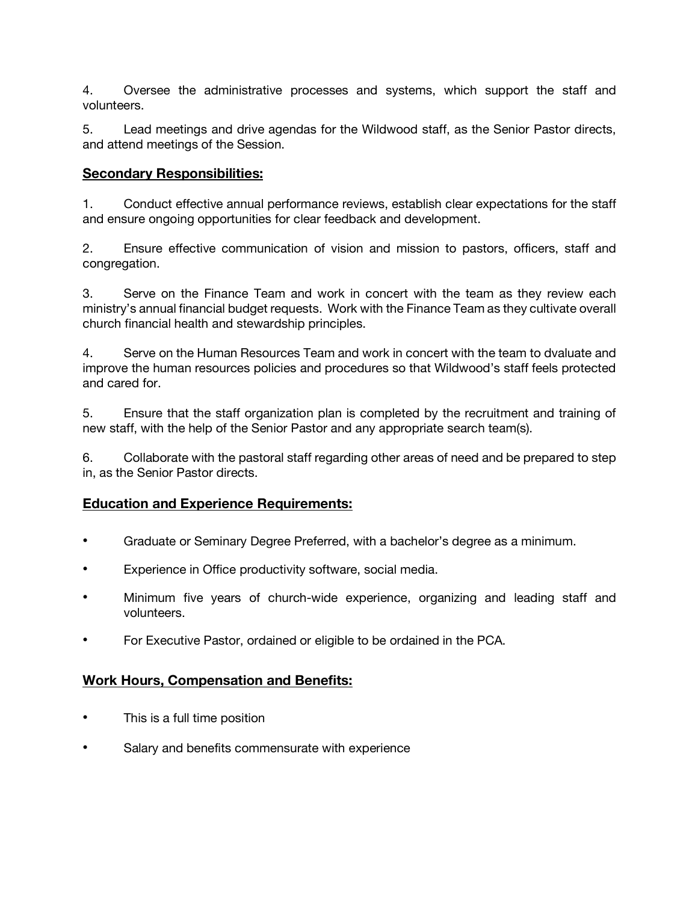4. Oversee the administrative processes and systems, which support the staff and volunteers.

5. Lead meetings and drive agendas for the Wildwood staff, as the Senior Pastor directs, and attend meetings of the Session.

## Secondary Responsibilities:

1. Conduct effective annual performance reviews, establish clear expectations for the staff and ensure ongoing opportunities for clear feedback and development.

2. Ensure effective communication of vision and mission to pastors, officers, staff and congregation.

3. Serve on the Finance Team and work in concert with the team as they review each ministry's annual financial budget requests. Work with the Finance Team as they cultivate overall church financial health and stewardship principles.

4. Serve on the Human Resources Team and work in concert with the team to dvaluate and improve the human resources policies and procedures so that Wildwood's staff feels protected and cared for.

5. Ensure that the staff organization plan is completed by the recruitment and training of new staff, with the help of the Senior Pastor and any appropriate search team(s).

6. Collaborate with the pastoral staff regarding other areas of need and be prepared to step in, as the Senior Pastor directs.

## Education and Experience Requirements:

- Graduate or Seminary Degree Preferred, with a bachelor's degree as a minimum.
- Experience in Office productivity software, social media.
- Minimum five years of church-wide experience, organizing and leading staff and volunteers.
- For Executive Pastor, ordained or eligible to be ordained in the PCA.

## Work Hours, Compensation and Benefits:

- This is a full time position
- Salary and benefits commensurate with experience